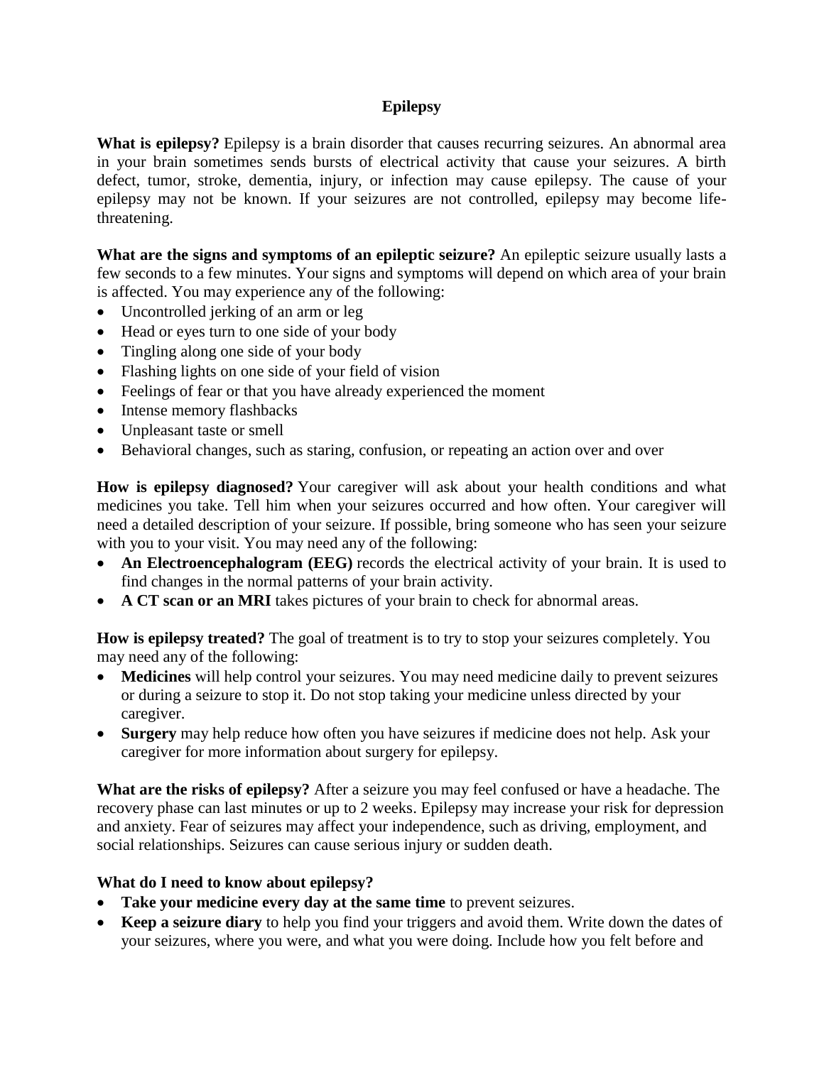# Epilepsy

**What is epilepsy?** Epilepsy is a brain disorder that causes recurring seizures. An abnormal area in your brain sometimes sends bursts of electrical activity that cause your seizures. A birth defect, tumor, stroke, dementia, injury, or infection may cause epilepsy. The cause of your epilepsy may not be known. If your seizures are not controlled, epilepsy may become life-threatening.

**What are the signs and symptoms of an epileptic seizure?** An epileptic seizure usually lasts a few seconds to a few minutes. Your signs and symptoms will depend on which area of your brain is affected. You may experience any of the following:

- Uncontrolled jerking of an arm or leg
- Head or eyes turn to one side of your body
- Tingling along one side of your body
- Flashing lights on one side of your field of vision
- Feelings of fear or that you have already experienced the moment
- Intense memory flashbacks
- Unpleasant taste or smell
- Behavioral changes, such as staring, confusion, or repeating an action over and over

**How is epilepsy diagnosed?** Your caregiver will ask about your health conditions and what medicines you take. Tell him when your seizures occurred and how often. Your caregiver will need a detailed description of your seizure. If possible, bring someone who has seen your seizure with you to your visit. You may need any of the following:

- **An Electroencephalogram (EEG)** records the electrical activity of your brain. It is used to find changes in the normal patterns of your brain activity.
- **A CT scan or an MRI** takes pictures of your brain to check for abnormal areas.

**How is epilepsy treated?** The goal of treatment is to try to stop your seizures completely. You may need any of the following:

- **Medicines** will help control your seizures. You may need medicine daily to prevent seizures or during a seizure to stop it. Do not stop taking your medicine unless directed by your caregiver.
- **Surgery** may help reduce how often you have seizures if medicine does not help. Ask your caregiver for more information about surgery for epilepsy.

**What are the risks of epilepsy?** After a seizure you may feel confused or have a headache. The recovery phase can last minutes or up to 2 weeks. Epilepsy may increase your risk for depression and anxiety. Fear of seizures may affect your independence, such as driving, employment, and social relationships. Seizures can cause serious injury or sudden death.

**What do I need to know about epilepsy?**

- **Take your medicine every day at the same time** to prevent seizures.
- **Keep a seizure diary** to help you find your triggers and avoid them. Write down the dates of your seizures, where you were, and what you were doing. Include how you felt before and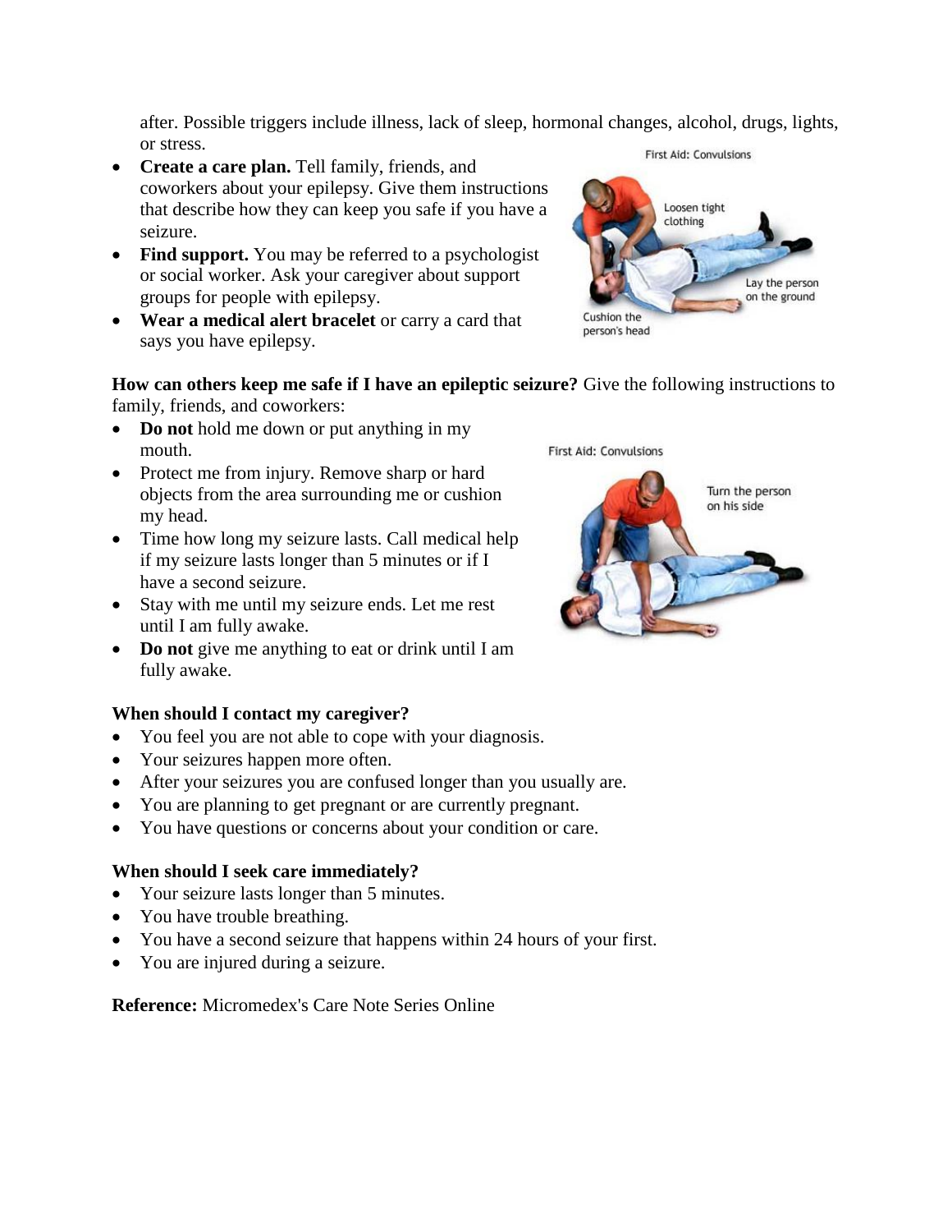after. Possible triggers include illness, lack of sleep, hormonal changes, alcohol, drugs, lights, or stress.

- **Create a care plan.** Tell family, friends, and coworkers about your epilepsy. Give them instructions that describe how they can keep you safe if you have a seizure.
- **Find support.** You may be referred to a psychologist or social worker. Ask your caregiver about support groups for people with epilepsy.
- **Wear a medical alert bracelet** or carry a card that says you have epilepsy.

**How can others keep me safe if I have an epileptic seizure?** Give the following instructions to family, friends, and coworkers:

- **Do not** hold me down or put anything in my mouth.
- Protect me from injury. Remove sharp or hard objects from the area surrounding me or cushion my head.
- Time how long my seizure lasts. Call medical help if my seizure lasts longer than 5 minutes or if I have a second seizure.
- Stay with me until my seizure ends. Let me rest until I am fully awake.
- **Do not** give me anything to eat or drink until I am fully awake.

**When should I contact my caregiver?**

- You feel you are not able to cope with your diagnosis.
- Your seizures happen more often.
- After your seizures you are confused longer than you usually are.
- You are planning to get pregnant or are currently pregnant.
- You have questions or concerns about your condition or care.

**When should I seek care immediately?**

- Your seizure lasts longer than 5 minutes.
- You have trouble breathing.
- You have a second seizure that happens within 24 hours of your first.
- You are injured during a seizure.

**Reference:** Micromedex's Care Note Series Online